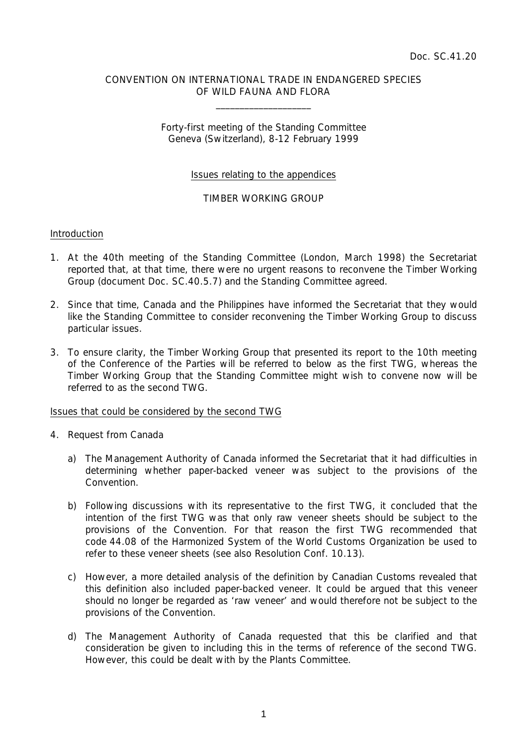Doc. SC.41.20

CONVENTION ON INTERNATIONAL TRADE IN ENDANGERED SPECIES
OF WILD FAUNA AND FLORA

____________________

Forty-first meeting of the Standing Committee
Geneva (Switzerland), 8-12 February 1999

Issues relating to the appendices

TIMBER WORKING GROUP

Introduction

1. At the 40th meeting of the Standing Committee (London, March 1998) the Secretariat reported that, at that time, there were no urgent reasons to reconvene the Timber Working Group (document Doc. SC.40.5.7) and the Standing Committee agreed.

2. Since that time, Canada and the Philippines have informed the Secretariat that they would like the Standing Committee to consider reconvening the Timber Working Group to discuss particular issues.

3. To ensure clarity, the Timber Working Group that presented its report to the 10th meeting of the Conference of the Parties will be referred to below as the first TWG, whereas the Timber Working Group that the Standing Committee might wish to convene now will be referred to as the second TWG.

Issues that could be considered by the second TWG

4. Request from Canada

   a) The Management Authority of Canada informed the Secretariat that it had difficulties in determining whether paper-backed veneer was subject to the provisions of the Convention.

   b) Following discussions with its representative to the first TWG, it concluded that the intention of the first TWG was that only raw veneer sheets should be subject to the provisions of the Convention. For that reason the first TWG recommended that code 44.08 of the Harmonized System of the World Customs Organization be used to refer to these veneer sheets (see also Resolution Conf. 10.13).

   c) However, a more detailed analysis of the definition by Canadian Customs revealed that this definition also included paper-backed veneer. It could be argued that this veneer should no longer be regarded as 'raw veneer' and would therefore not be subject to the provisions of the Convention.

   d) The Management Authority of Canada requested that this be clarified and that consideration be given to including this in the terms of reference of the second TWG. However, this could be dealt with by the Plants Committee.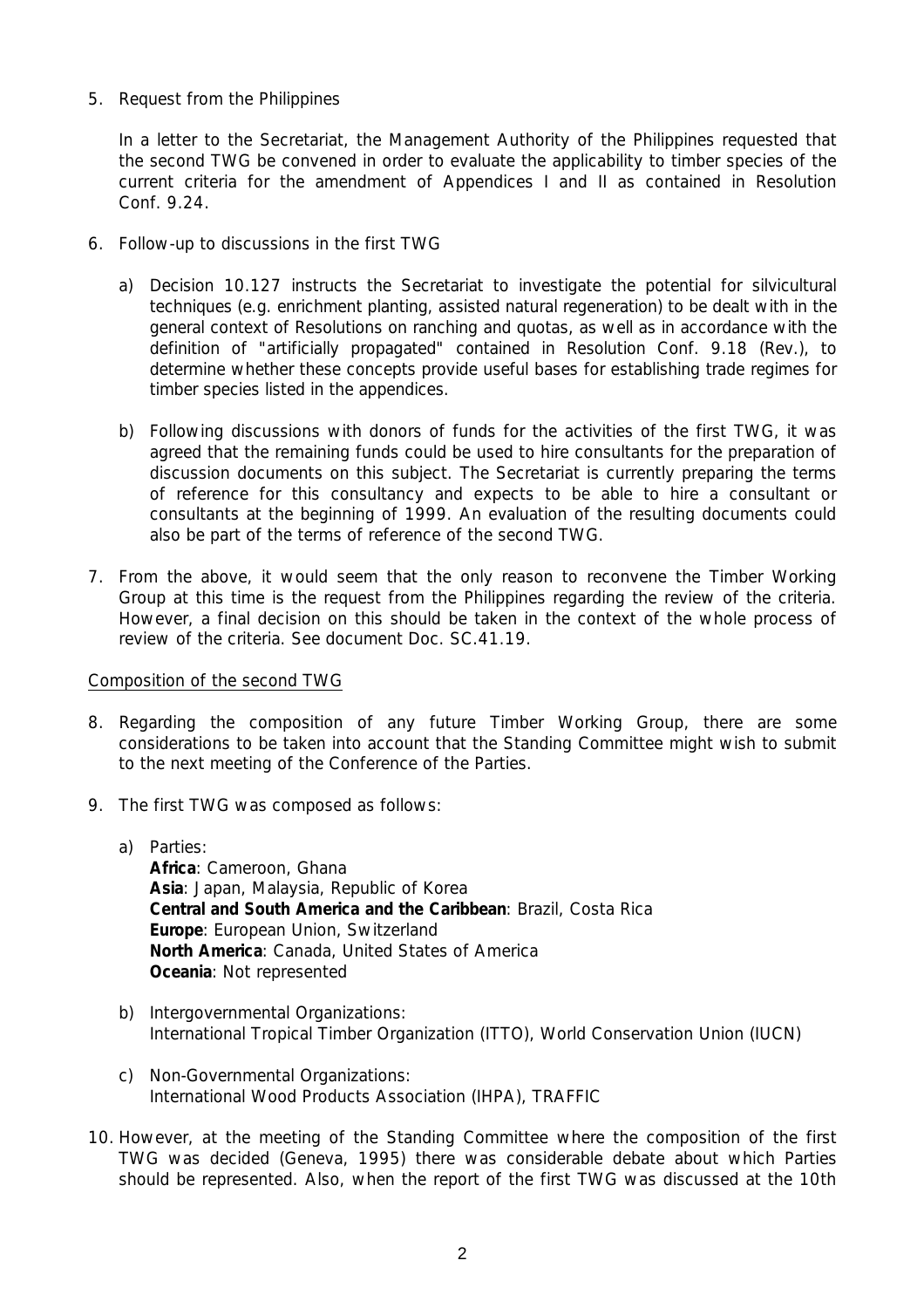5. Request from the Philippines

   In a letter to the Secretariat, the Management Authority of the Philippines requested that the second TWG be convened in order to evaluate the applicability to timber species of the current criteria for the amendment of Appendices I and II as contained in Resolution Conf. 9.24.

6. Follow-up to discussions in the first TWG

   a) Decision 10.127 instructs the Secretariat to investigate the potential for silvicultural techniques (e.g. enrichment planting, assisted natural regeneration) to be dealt with in the general context of Resolutions on ranching and quotas, as well as in accordance with the definition of "artificially propagated" contained in Resolution Conf. 9.18 (Rev.), to determine whether these concepts provide useful bases for establishing trade regimes for timber species listed in the appendices.

   b) Following discussions with donors of funds for the activities of the first TWG, it was agreed that the remaining funds could be used to hire consultants for the preparation of discussion documents on this subject. The Secretariat is currently preparing the terms of reference for this consultancy and expects to be able to hire a consultant or consultants at the beginning of 1999. An evaluation of the resulting documents could also be part of the terms of reference of the second TWG.

7. From the above, it would seem that the only reason to reconvene the Timber Working Group at this time is the request from the Philippines regarding the review of the criteria. However, a final decision on this should be taken in the context of the whole process of review of the criteria. See document Doc. SC.41.19.

<u>Composition of the second TWG</u>

8. Regarding the composition of any future Timber Working Group, there are some considerations to be taken into account that the Standing Committee might wish to submit to the next meeting of the Conference of the Parties.

9. The first TWG was composed as follows:

   a) Parties:
      **Africa**: Cameroon, Ghana
      **Asia**: Japan, Malaysia, Republic of Korea
      **Central and South America and the Caribbean**: Brazil, Costa Rica
      **Europe**: European Union, Switzerland
      **North America**: Canada, United States of America
      **Oceania**: Not represented

   b) Intergovernmental Organizations:
      International Tropical Timber Organization (ITTO), World Conservation Union (IUCN)

   c) Non-Governmental Organizations:
      International Wood Products Association (IHPA), TRAFFIC

10. However, at the meeting of the Standing Committee where the composition of the first TWG was decided (Geneva, 1995) there was considerable debate about which Parties should be represented. Also, when the report of the first TWG was discussed at the 10th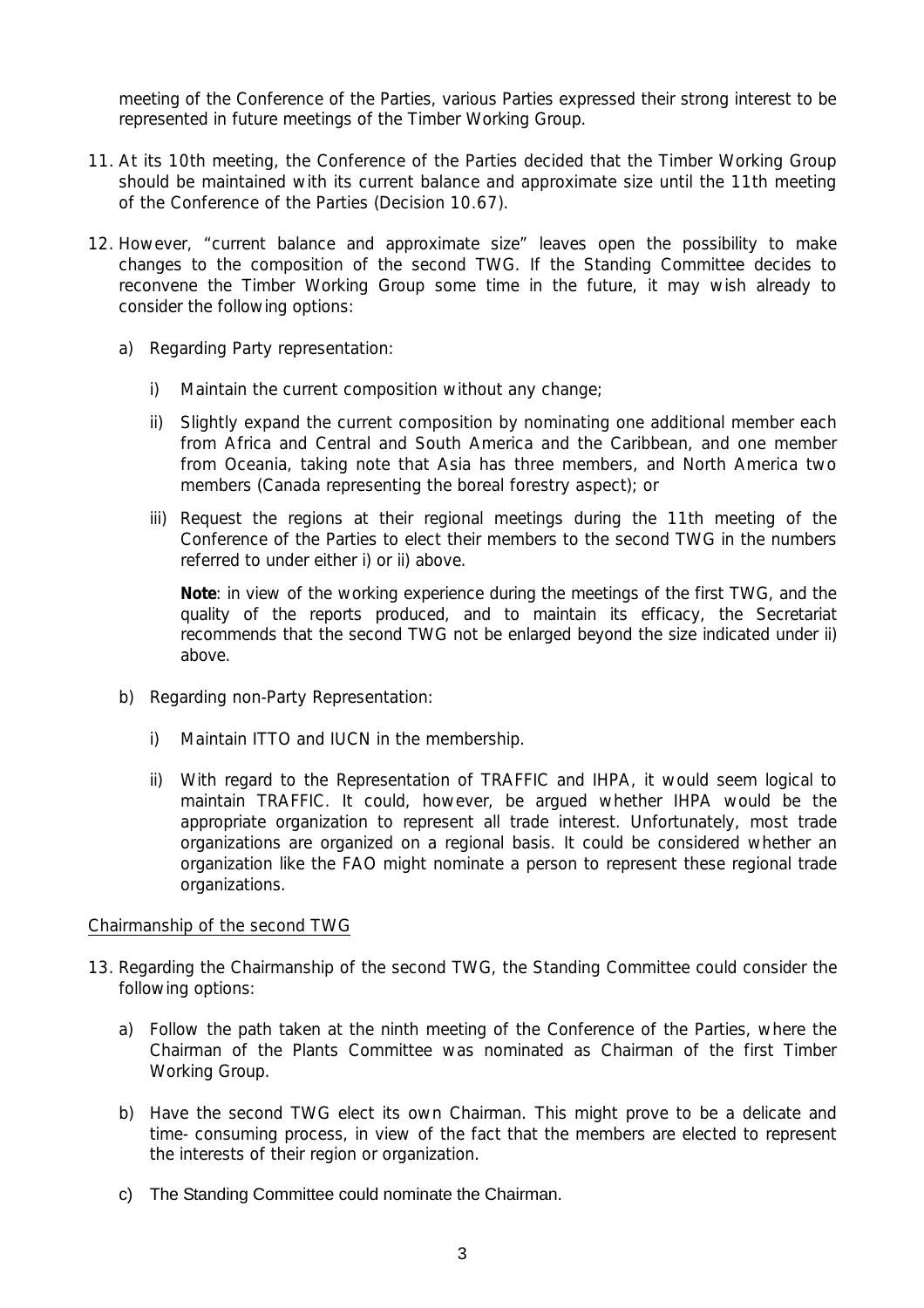meeting of the Conference of the Parties, various Parties expressed their strong interest to be represented in future meetings of the Timber Working Group.

11. At its 10th meeting, the Conference of the Parties decided that the Timber Working Group should be maintained with its current balance and approximate size until the 11th meeting of the Conference of the Parties (Decision 10.67).

12. However, "current balance and approximate size" leaves open the possibility to make changes to the composition of the second TWG. If the Standing Committee decides to reconvene the Timber Working Group some time in the future, it may wish already to consider the following options:

    a) Regarding Party representation:

       i) Maintain the current composition without any change;

       ii) Slightly expand the current composition by nominating one additional member each from Africa and Central and South America and the Caribbean, and one member from Oceania, taking note that Asia has three members, and North America two members (Canada representing the boreal forestry aspect); or

       iii) Request the regions at their regional meetings during the 11th meeting of the Conference of the Parties to elect their members to the second TWG in the numbers referred to under either i) or ii) above.

       **Note**: in view of the working experience during the meetings of the first TWG, and the quality of the reports produced, and to maintain its efficacy, the Secretariat recommends that the second TWG not be enlarged beyond the size indicated under ii) above.

    b) Regarding non-Party Representation:

       i) Maintain ITTO and IUCN in the membership.

       ii) With regard to the Representation of TRAFFIC and IHPA, it would seem logical to maintain TRAFFIC. It could, however, be argued whether IHPA would be the appropriate organization to represent all trade interest. Unfortunately, most trade organizations are organized on a regional basis. It could be considered whether an organization like the FAO might nominate a person to represent these regional trade organizations.

<u>Chairmanship of the second TWG</u>

13. Regarding the Chairmanship of the second TWG, the Standing Committee could consider the following options:

    a) Follow the path taken at the ninth meeting of the Conference of the Parties, where the Chairman of the Plants Committee was nominated as Chairman of the first Timber Working Group.

    b) Have the second TWG elect its own Chairman. This might prove to be a delicate and time- consuming process, in view of the fact that the members are elected to represent the interests of their region or organization.

    c) The Standing Committee could nominate the Chairman.